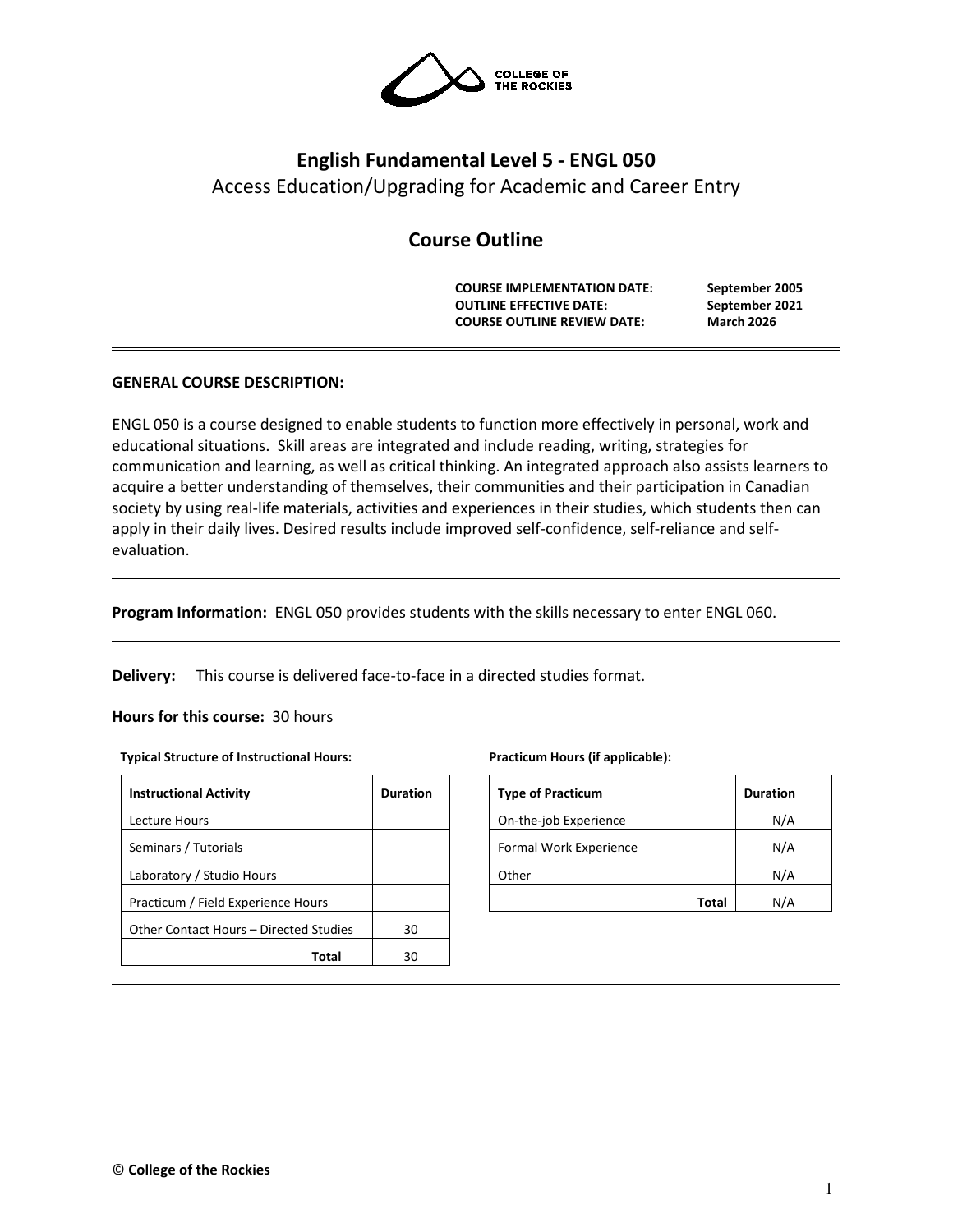# English Fundamental Level 5 - ENGL 050

Access Education/Upgrading for Academic and Career Entry

## Course Outline

| | |
|---|---|
| **COURSE IMPLEMENTATION DATE:** | **September 2005** |
| **OUTLINE EFFECTIVE DATE:** | **September 2021** |
| **COURSE OUTLINE REVIEW DATE:** | **March 2026** |

**GENERAL COURSE DESCRIPTION:**

ENGL 050 is a course designed to enable students to function more effectively in personal, work and educational situations. Skill areas are integrated and include reading, writing, strategies for communication and learning, as well as critical thinking. An integrated approach also assists learners to acquire a better understanding of themselves, their communities and their participation in Canadian society by using real-life materials, activities and experiences in their studies, which students then can apply in their daily lives. Desired results include improved self-confidence, self-reliance and self-evaluation.

**Program Information:** ENGL 050 provides students with the skills necessary to enter ENGL 060.

**Delivery:** This course is delivered face-to-face in a directed studies format.

**Hours for this course:** 30 hours

**Typical Structure of Instructional Hours:**

| Instructional Activity | Duration |
|---|---|
| Lecture Hours | |
| Seminars / Tutorials | |
| Laboratory / Studio Hours | |
| Practicum / Field Experience Hours | |
| Other Contact Hours – Directed Studies | 30 |
| **Total** | 30 |

**Practicum Hours (if applicable):**

| Type of Practicum | Duration |
|---|---|
| On-the-job Experience | N/A |
| Formal Work Experience | N/A |
| Other | N/A |
| **Total** | N/A |

© College of the Rockies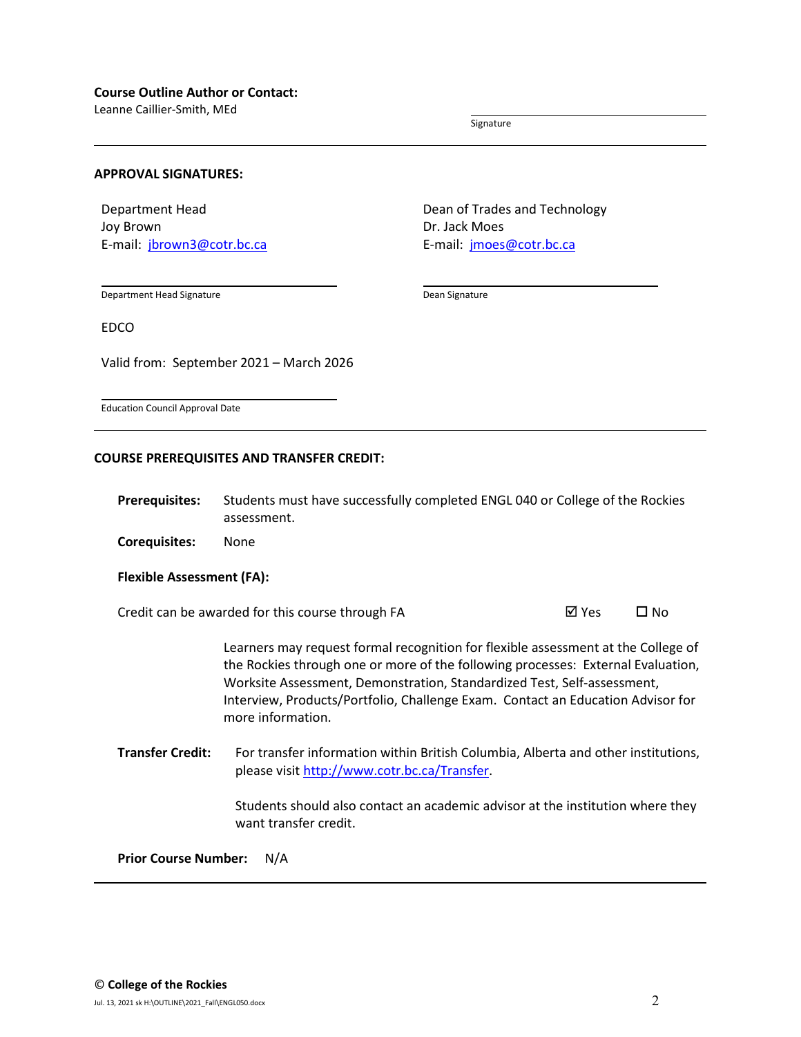**Course Outline Author or Contact:**

Leanne Caillier-Smith, MEd

Signature

---

**APPROVAL SIGNATURES:**

Department Head
Joy Brown
E-mail: jbrown3@cotr.bc.ca

Department Head Signature

Dean of Trades and Technology
Dr. Jack Moes
E-mail: jmoes@cotr.bc.ca

Dean Signature

EDCO

Valid from: September 2021 – March 2026

Education Council Approval Date

---

**COURSE PREREQUISITES AND TRANSFER CREDIT:**

**Prerequisites:** Students must have successfully completed ENGL 040 or College of the Rockies assessment.

**Corequisites:** None

**Flexible Assessment (FA):**

Credit can be awarded for this course through FA ☑ Yes ☐ No

Learners may request formal recognition for flexible assessment at the College of the Rockies through one or more of the following processes: External Evaluation, Worksite Assessment, Demonstration, Standardized Test, Self-assessment, Interview, Products/Portfolio, Challenge Exam. Contact an Education Advisor for more information.

**Transfer Credit:** For transfer information within British Columbia, Alberta and other institutions, please visit http://www.cotr.bc.ca/Transfer.

Students should also contact an academic advisor at the institution where they want transfer credit.

**Prior Course Number:** N/A

---

© **College of the Rockies**

Jul. 13, 2021 sk H:\OUTLINE\2021_Fall\ENGL050.docx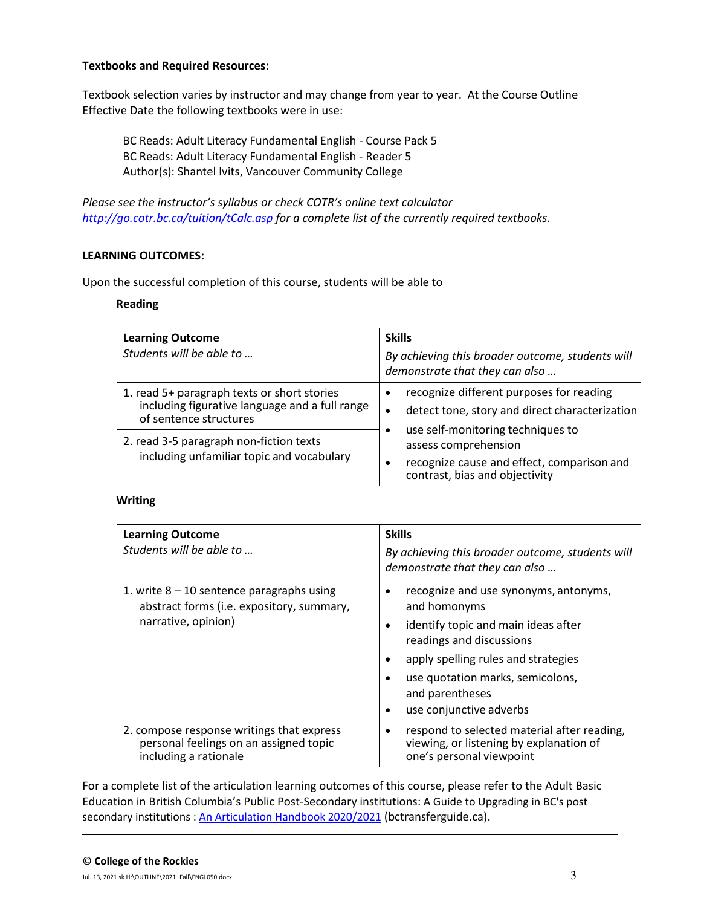**Textbooks and Required Resources:**

Textbook selection varies by instructor and may change from year to year. At the Course Outline Effective Date the following textbooks were in use:

BC Reads: Adult Literacy Fundamental English - Course Pack 5
BC Reads: Adult Literacy Fundamental English - Reader 5
Author(s): Shantel Ivits, Vancouver Community College

*Please see the instructor's syllabus or check COTR's online text calculator [http://go.cotr.bc.ca/tuition/tCalc.asp](http://go.cotr.bc.ca/tuition/tCalc.asp) for a complete list of the currently required textbooks.*

---

**LEARNING OUTCOMES:**

Upon the successful completion of this course, students will be able to

**Reading**

| **Learning Outcome**<br>*Students will be able to …* | **Skills**<br>*By achieving this broader outcome, students will demonstrate that they can also …* |
|---|---|
| 1. read 5+ paragraph texts or short stories including figurative language and a full range of sentence structures | • recognize different purposes for reading<br>• detect tone, story and direct characterization<br>• use self-monitoring techniques to assess comprehension<br>• recognize cause and effect, comparison and contrast, bias and objectivity |
| 2. read 3-5 paragraph non-fiction texts including unfamiliar topic and vocabulary | |

**Writing**

| **Learning Outcome**<br>*Students will be able to …* | **Skills**<br>*By achieving this broader outcome, students will demonstrate that they can also …* |
|---|---|
| 1. write 8 – 10 sentence paragraphs using abstract forms (i.e. expository, summary, narrative, opinion) | • recognize and use synonyms, antonyms, and homonyms<br>• identify topic and main ideas after readings and discussions<br>• apply spelling rules and strategies<br>• use quotation marks, semicolons, and parentheses<br>• use conjunctive adverbs |
| 2. compose response writings that express personal feelings on an assigned topic including a rationale | • respond to selected material after reading, viewing, or listening by explanation of one's personal viewpoint |

For a complete list of the articulation learning outcomes of this course, please refer to the Adult Basic Education in British Columbia's Public Post-Secondary institutions: A Guide to Upgrading in BC's post secondary institutions : An Articulation Handbook 2020/2021 (bctransferguide.ca).

---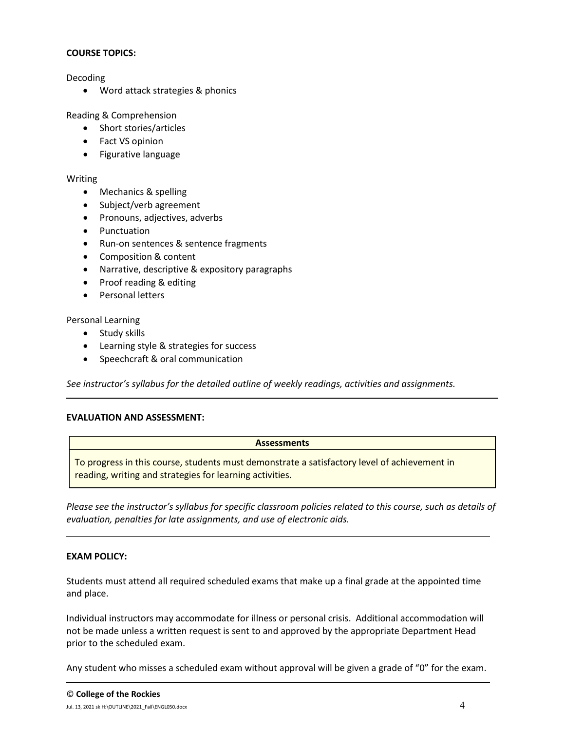**COURSE TOPICS:**

Decoding

- Word attack strategies & phonics

Reading & Comprehension

- Short stories/articles
- Fact VS opinion
- Figurative language

Writing

- Mechanics & spelling
- Subject/verb agreement
- Pronouns, adjectives, adverbs
- Punctuation
- Run-on sentences & sentence fragments
- Composition & content
- Narrative, descriptive & expository paragraphs
- Proof reading & editing
- Personal letters

Personal Learning

- Study skills
- Learning style & strategies for success
- Speechcraft & oral communication

*See instructor's syllabus for the detailed outline of weekly readings, activities and assignments.*

---

**EVALUATION AND ASSESSMENT:**

| Assessments |
|---|
| To progress in this course, students must demonstrate a satisfactory level of achievement in reading, writing and strategies for learning activities. |

*Please see the instructor's syllabus for specific classroom policies related to this course, such as details of evaluation, penalties for late assignments, and use of electronic aids.*

---

**EXAM POLICY:**

Students must attend all required scheduled exams that make up a final grade at the appointed time and place.

Individual instructors may accommodate for illness or personal crisis. Additional accommodation will not be made unless a written request is sent to and approved by the appropriate Department Head prior to the scheduled exam.

Any student who misses a scheduled exam without approval will be given a grade of "0" for the exam.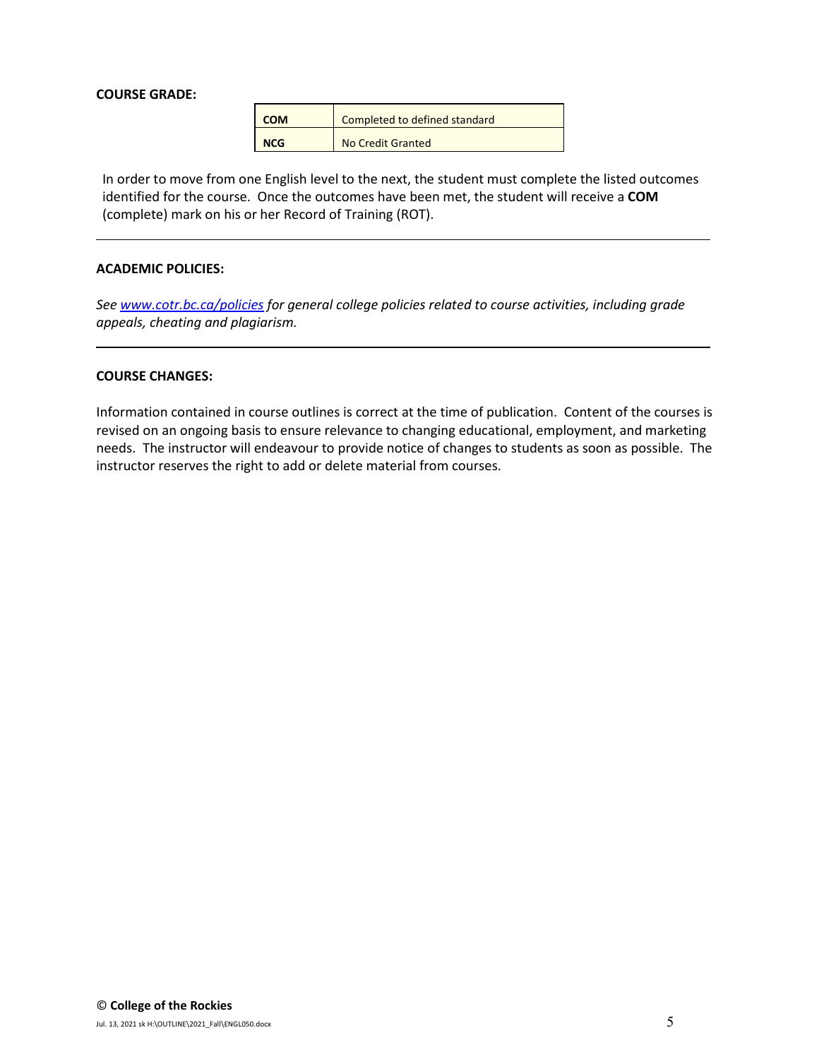**COURSE GRADE:**

| | |
|---|---|
| **COM** | Completed to defined standard |
| **NCG** | No Credit Granted |

In order to move from one English level to the next, the student must complete the listed outcomes identified for the course. Once the outcomes have been met, the student will receive a **COM** (complete) mark on his or her Record of Training (ROT).

---

**ACADEMIC POLICIES:**

*See [www.cotr.bc.ca/policies](www.cotr.bc.ca/policies) for general college policies related to course activities, including grade appeals, cheating and plagiarism.*

---

**COURSE CHANGES:**

Information contained in course outlines is correct at the time of publication. Content of the courses is revised on an ongoing basis to ensure relevance to changing educational, employment, and marketing needs. The instructor will endeavour to provide notice of changes to students as soon as possible. The instructor reserves the right to add or delete material from courses.